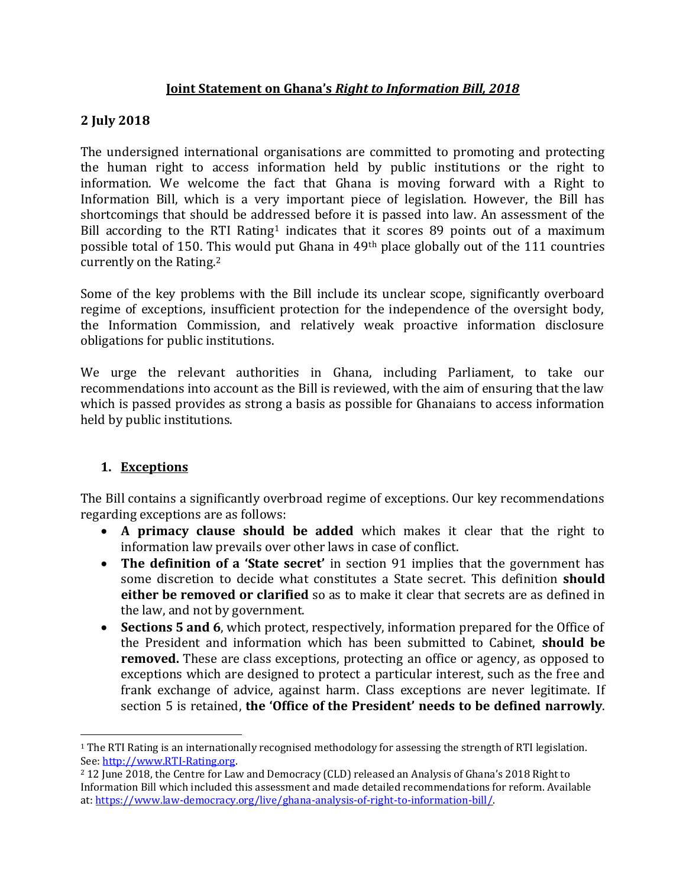# **Joint Statement on Ghana's *Right to Information Bill, 2018***

**2 July 2018**

The undersigned international organisations are committed to promoting and protecting the human right to access information held by public institutions or the right to information. We welcome the fact that Ghana is moving forward with a Right to Information Bill, which is a very important piece of legislation. However, the Bill has shortcomings that should be addressed before it is passed into law. An assessment of the Bill according to the RTI Rating[1] indicates that it scores 89 points out of a maximum possible total of 150. This would put Ghana in 49th place globally out of the 111 countries currently on the Rating.[2]

Some of the key problems with the Bill include its unclear scope, significantly overboard regime of exceptions, insufficient protection for the independence of the oversight body, the Information Commission, and relatively weak proactive information disclosure obligations for public institutions.

We urge the relevant authorities in Ghana, including Parliament, to take our recommendations into account as the Bill is reviewed, with the aim of ensuring that the law which is passed provides as strong a basis as possible for Ghanaians to access information held by public institutions.

## 1. Exceptions

The Bill contains a significantly overbroad regime of exceptions. Our key recommendations regarding exceptions are as follows:

- **A primacy clause should be added** which makes it clear that the right to information law prevails over other laws in case of conflict.
- **The definition of a 'State secret'** in section 91 implies that the government has some discretion to decide what constitutes a State secret. This definition **should either be removed or clarified** so as to make it clear that secrets are as defined in the law, and not by government.
- **Sections 5 and 6**, which protect, respectively, information prepared for the Office of the President and information which has been submitted to Cabinet, **should be removed.** These are class exceptions, protecting an office or agency, as opposed to exceptions which are designed to protect a particular interest, such as the free and frank exchange of advice, against harm. Class exceptions are never legitimate. If section 5 is retained, **the 'Office of the President' needs to be defined narrowly**.

---

[1] The RTI Rating is an internationally recognised methodology for assessing the strength of RTI legislation. See: http://www.RTI-Rating.org.

[2] 12 June 2018, the Centre for Law and Democracy (CLD) released an Analysis of Ghana's 2018 Right to Information Bill which included this assessment and made detailed recommendations for reform. Available at: https://www.law-democracy.org/live/ghana-analysis-of-right-to-information-bill/.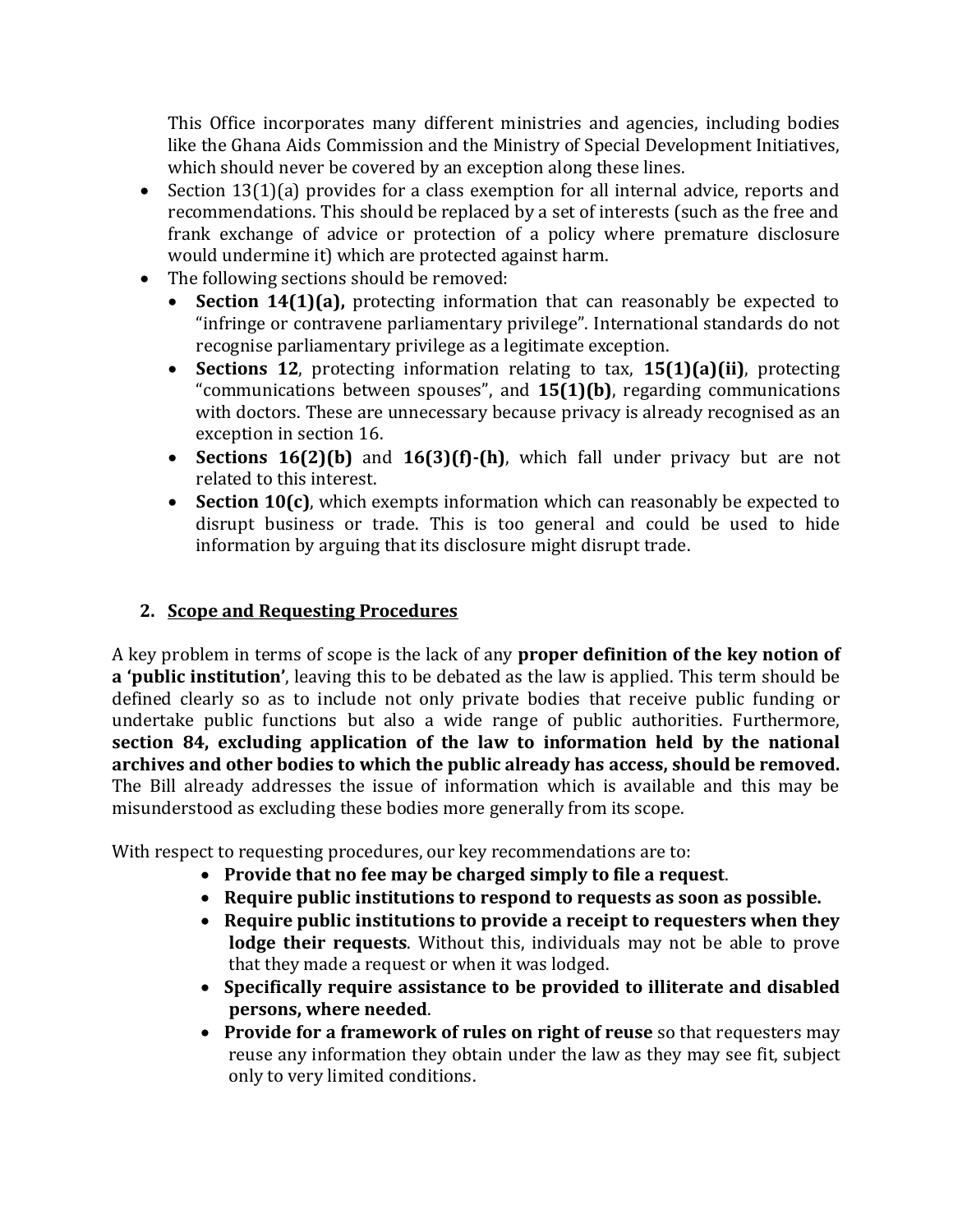This Office incorporates many different ministries and agencies, including bodies like the Ghana Aids Commission and the Ministry of Special Development Initiatives, which should never be covered by an exception along these lines.

- Section 13(1)(a) provides for a class exemption for all internal advice, reports and recommendations. This should be replaced by a set of interests (such as the free and frank exchange of advice or protection of a policy where premature disclosure would undermine it) which are protected against harm.
- The following sections should be removed:
  - **Section 14(1)(a),** protecting information that can reasonably be expected to "infringe or contravene parliamentary privilege". International standards do not recognise parliamentary privilege as a legitimate exception.
  - **Sections 12**, protecting information relating to tax, **15(1)(a)(ii)**, protecting "communications between spouses", and **15(1)(b)**, regarding communications with doctors. These are unnecessary because privacy is already recognised as an exception in section 16.
  - **Sections 16(2)(b)** and **16(3)(f)-(h)**, which fall under privacy but are not related to this interest.
  - **Section 10(c)**, which exempts information which can reasonably be expected to disrupt business or trade. This is too general and could be used to hide information by arguing that its disclosure might disrupt trade.

## 2. Scope and Requesting Procedures

A key problem in terms of scope is the lack of any **proper definition of the key notion of a 'public institution'**, leaving this to be debated as the law is applied. This term should be defined clearly so as to include not only private bodies that receive public funding or undertake public functions but also a wide range of public authorities. Furthermore, **section 84, excluding application of the law to information held by the national archives and other bodies to which the public already has access, should be removed.** The Bill already addresses the issue of information which is available and this may be misunderstood as excluding these bodies more generally from its scope.

With respect to requesting procedures, our key recommendations are to:

- **Provide that no fee may be charged simply to file a request**.
- **Require public institutions to respond to requests as soon as possible.**
- **Require public institutions to provide a receipt to requesters when they lodge their requests**. Without this, individuals may not be able to prove that they made a request or when it was lodged.
- **Specifically require assistance to be provided to illiterate and disabled persons, where needed**.
- **Provide for a framework of rules on right of reuse** so that requesters may reuse any information they obtain under the law as they may see fit, subject only to very limited conditions.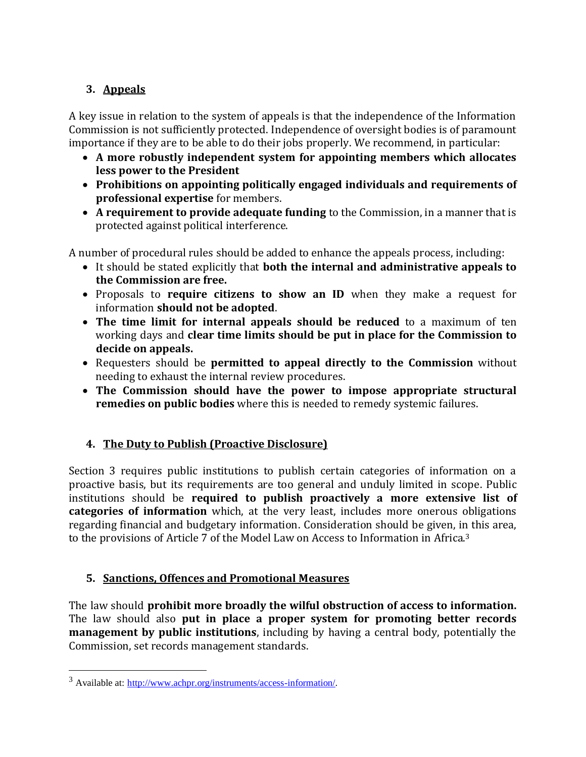## 3. Appeals

A key issue in relation to the system of appeals is that the independence of the Information Commission is not sufficiently protected. Independence of oversight bodies is of paramount importance if they are to be able to do their jobs properly. We recommend, in particular:

- **A more robustly independent system for appointing members which allocates less power to the President**
- **Prohibitions on appointing politically engaged individuals and requirements of professional expertise** for members.
- **A requirement to provide adequate funding** to the Commission, in a manner that is protected against political interference.

A number of procedural rules should be added to enhance the appeals process, including:

- It should be stated explicitly that **both the internal and administrative appeals to the Commission are free.**
- Proposals to **require citizens to show an ID** when they make a request for information **should not be adopted**.
- **The time limit for internal appeals should be reduced** to a maximum of ten working days and **clear time limits should be put in place for the Commission to decide on appeals.**
- Requesters should be **permitted to appeal directly to the Commission** without needing to exhaust the internal review procedures.
- **The Commission should have the power to impose appropriate structural remedies on public bodies** where this is needed to remedy systemic failures.

## 4. The Duty to Publish (Proactive Disclosure)

Section 3 requires public institutions to publish certain categories of information on a proactive basis, but its requirements are too general and unduly limited in scope. Public institutions should be **required to publish proactively a more extensive list of categories of information** which, at the very least, includes more onerous obligations regarding financial and budgetary information. Consideration should be given, in this area, to the provisions of Article 7 of the Model Law on Access to Information in Africa.[3]

## 5. Sanctions, Offences and Promotional Measures

The law should **prohibit more broadly the wilful obstruction of access to information.** The law should also **put in place a proper system for promoting better records management by public institutions**, including by having a central body, potentially the Commission, set records management standards.

---

[3] Available at: http://www.achpr.org/instruments/access-information/.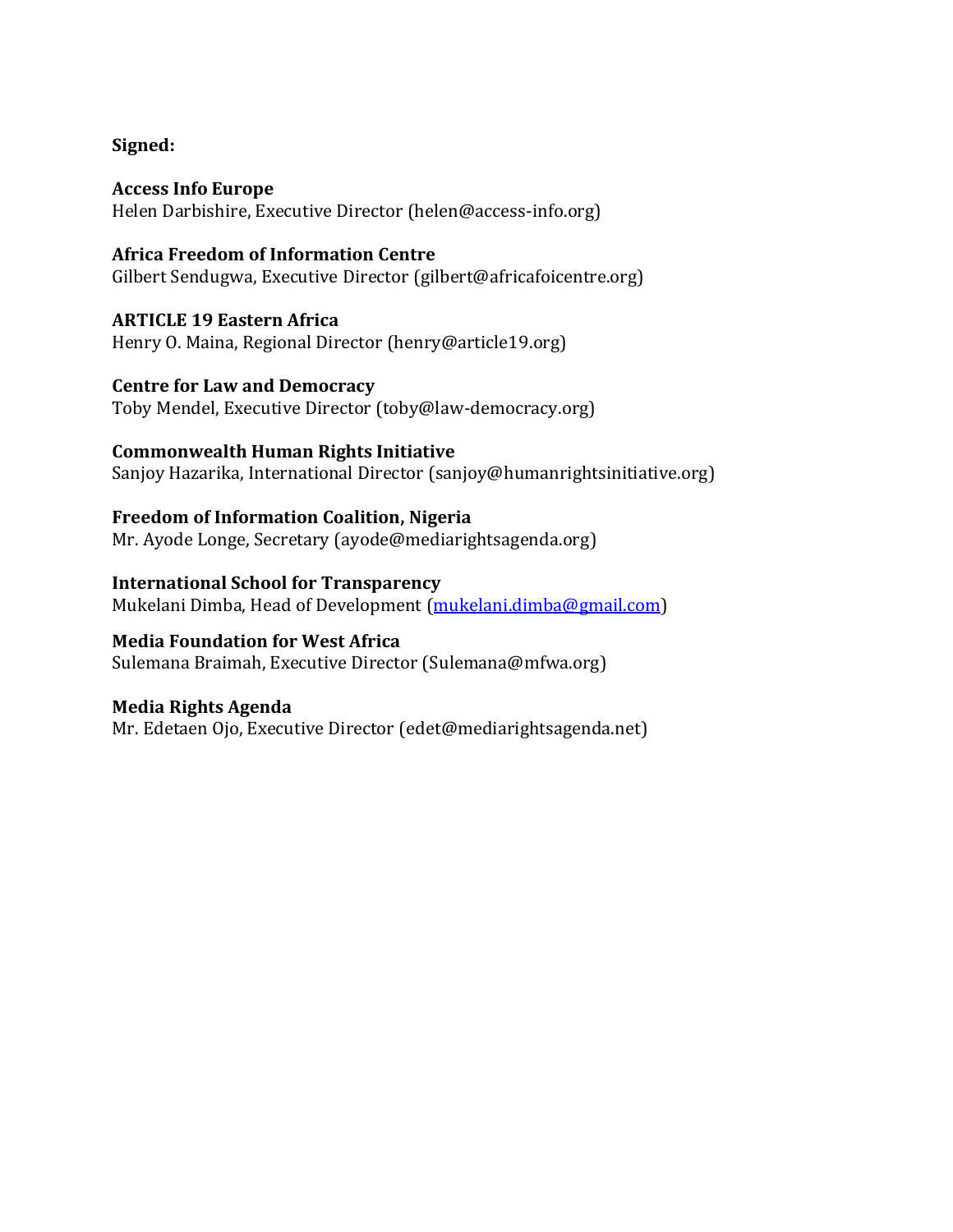**Signed:**

**Access Info Europe**
Helen Darbishire, Executive Director (helen@access-info.org)

**Africa Freedom of Information Centre**
Gilbert Sendugwa, Executive Director (gilbert@africafoicentre.org)

**ARTICLE 19 Eastern Africa**
Henry O. Maina, Regional Director (henry@article19.org)

**Centre for Law and Democracy**
Toby Mendel, Executive Director (toby@law-democracy.org)

**Commonwealth Human Rights Initiative**
Sanjoy Hazarika, International Director (sanjoy@humanrightsinitiative.org)

**Freedom of Information Coalition, Nigeria**
Mr. Ayode Longe, Secretary (ayode@mediarightsagenda.org)

**International School for Transparency**
Mukelani Dimba, Head of Development (mukelani.dimba@gmail.com)

**Media Foundation for West Africa**
Sulemana Braimah, Executive Director (Sulemana@mfwa.org)

**Media Rights Agenda**
Mr. Edetaen Ojo, Executive Director (edet@mediarightsagenda.net)